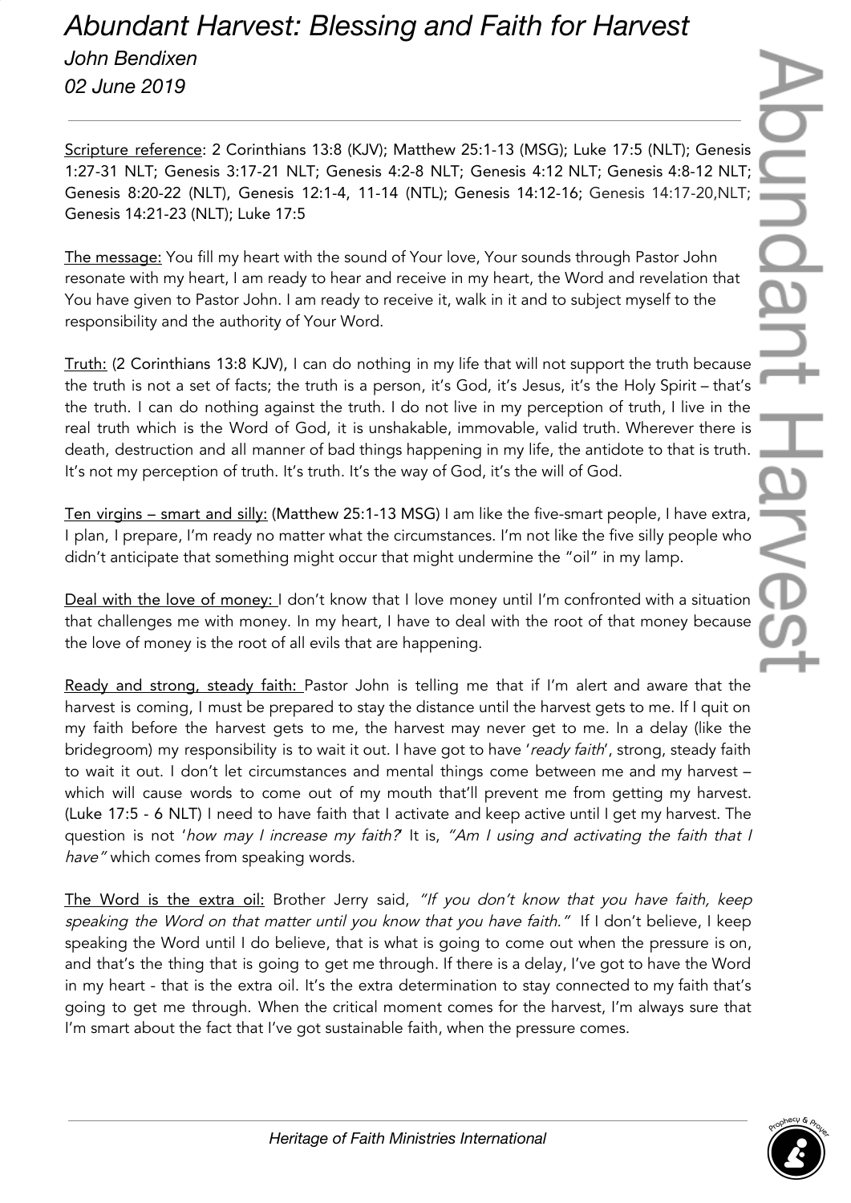# *Abundant Harvest: Blessing and Faith for Harvest*

*John Bendixen*

*02 June 2019*

---

Scripture reference: 2 Corinthians 13:8 (KJV); Matthew 25:1-13 (MSG); Luke 17:5 (NLT); Genesis 1:27-31 NLT; Genesis 3:17-21 NLT; Genesis 4:2-8 NLT; Genesis 4:12 NLT; Genesis 4:8-12 NLT; Genesis 8:20-22 (NLT), Genesis 12:1-4, 11-14 (NTL); Genesis 14:12-16; Genesis 14:17-20,NLT; Genesis 14:21-23 (NLT); Luke 17:5

The message: You fill my heart with the sound of Your love, Your sounds through Pastor John resonate with my heart, I am ready to hear and receive in my heart, the Word and revelation that You have given to Pastor John. I am ready to receive it, walk in it and to subject myself to the responsibility and the authority of Your Word.

Truth: (2 Corinthians 13:8 KJV), I can do nothing in my life that will not support the truth because the truth is not a set of facts; the truth is a person, it's God, it's Jesus, it's the Holy Spirit – that's the truth. I can do nothing against the truth. I do not live in my perception of truth, I live in the real truth which is the Word of God, it is unshakable, immovable, valid truth. Wherever there is death, destruction and all manner of bad things happening in my life, the antidote to that is truth. It's not my perception of truth. It's truth. It's the way of God, it's the will of God.

Ten virgins – smart and silly: (Matthew 25:1-13 MSG) I am like the five-smart people, I have extra, I plan, I prepare, I'm ready no matter what the circumstances. I'm not like the five silly people who didn't anticipate that something might occur that might undermine the "oil" in my lamp.

Deal with the love of money: I don't know that I love money until I'm confronted with a situation that challenges me with money. In my heart, I have to deal with the root of that money because the love of money is the root of all evils that are happening.

Ready and strong, steady faith: Pastor John is telling me that if I'm alert and aware that the harvest is coming, I must be prepared to stay the distance until the harvest gets to me. If I quit on my faith before the harvest gets to me, the harvest may never get to me. In a delay (like the bridegroom) my responsibility is to wait it out. I have got to have '*ready faith*', strong, steady faith to wait it out. I don't let circumstances and mental things come between me and my harvest – which will cause words to come out of my mouth that'll prevent me from getting my harvest. (Luke 17:5 - 6 NLT) I need to have faith that I activate and keep active until I get my harvest. The question is not '*how may I increase my faith?*' It is, *"Am I using and activating the faith that I have"* which comes from speaking words.

The Word is the extra oil: Brother Jerry said, *"If you don't know that you have faith, keep speaking the Word on that matter until you know that you have faith."* If I don't believe, I keep speaking the Word until I do believe, that is what is going to come out when the pressure is on, and that's the thing that is going to get me through. If there is a delay, I've got to have the Word in my heart - that is the extra oil. It's the extra determination to stay connected to my faith that's going to get me through. When the critical moment comes for the harvest, I'm always sure that I'm smart about the fact that I've got sustainable faith, when the pressure comes.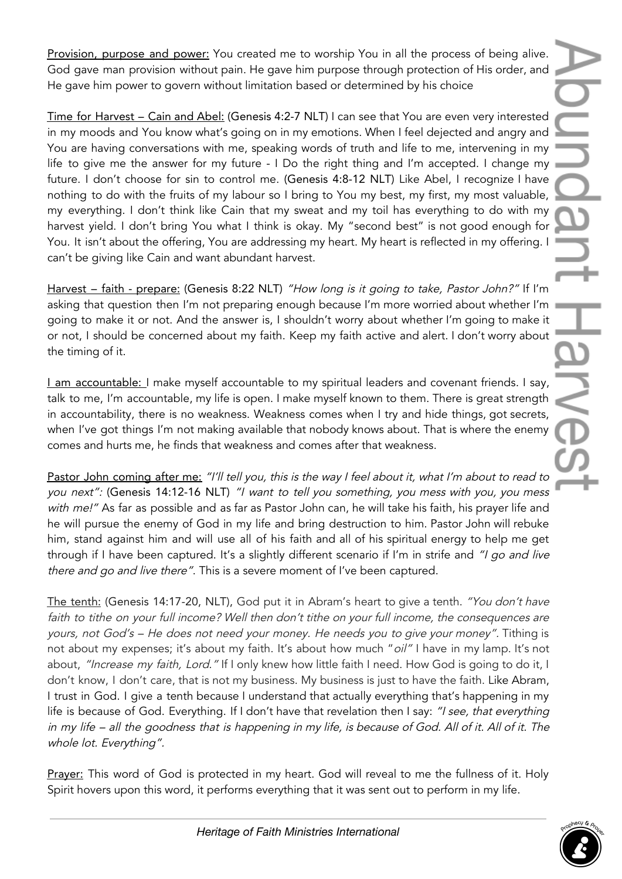<u>Provision, purpose and power:</u> You created me to worship You in all the process of being alive. God gave man provision without pain. He gave him purpose through protection of His order, and He gave him power to govern without limitation based or determined by his choice

<u>Time for Harvest – Cain and Abel:</u> (Genesis 4:2-7 NLT) I can see that You are even very interested in my moods and You know what's going on in my emotions. When I feel dejected and angry and You are having conversations with me, speaking words of truth and life to me, intervening in my life to give me the answer for my future - I Do the right thing and I'm accepted. I change my future. I don't choose for sin to control me. (Genesis 4:8-12 NLT) Like Abel, I recognize I have nothing to do with the fruits of my labour so I bring to You my best, my first, my most valuable, my everything. I don't think like Cain that my sweat and my toil has everything to do with my harvest yield. I don't bring You what I think is okay. My "second best" is not good enough for You. It isn't about the offering, You are addressing my heart. My heart is reflected in my offering. I can't be giving like Cain and want abundant harvest.

<u>Harvest – faith - prepare:</u> (Genesis 8:22 NLT) *"How long is it going to take, Pastor John?"* If I'm asking that question then I'm not preparing enough because I'm more worried about whether I'm going to make it or not. And the answer is, I shouldn't worry about whether I'm going to make it or not, I should be concerned about my faith. Keep my faith active and alert. I don't worry about the timing of it.

<u>I am accountable:</u> I make myself accountable to my spiritual leaders and covenant friends. I say, talk to me, I'm accountable, my life is open. I make myself known to them. There is great strength in accountability, there is no weakness. Weakness comes when I try and hide things, got secrets, when I've got things I'm not making available that nobody knows about. That is where the enemy comes and hurts me, he finds that weakness and comes after that weakness.

<u>Pastor John coming after me:</u> *"I'll tell you, this is the way I feel about it, what I'm about to read to you next":* (Genesis 14:12-16 NLT) *"I want to tell you something, you mess with you, you mess with me!"* As far as possible and as far as Pastor John can, he will take his faith, his prayer life and he will pursue the enemy of God in my life and bring destruction to him. Pastor John will rebuke him, stand against him and will use all of his faith and all of his spiritual energy to help me get through if I have been captured. It's a slightly different scenario if I'm in strife and *"I go and live there and go and live there"*. This is a severe moment of I've been captured.

<u>The tenth:</u> (Genesis 14:17-20, NLT), God put it in Abram's heart to give a tenth. *"You don't have faith to tithe on your full income? Well then don't tithe on your full income, the consequences are yours, not God's – He does not need your money. He needs you to give your money".* Tithing is not about my expenses; it's about my faith. It's about how much "*oil*" I have in my lamp. It's not about, *"Increase my faith, Lord."* If I only knew how little faith I need. How God is going to do it, I don't know, I don't care, that is not my business. My business is just to have the faith. Like Abram, I trust in God. I give a tenth because I understand that actually everything that's happening in my life is because of God. Everything. If I don't have that revelation then I say: *"I see, that everything in my life – all the goodness that is happening in my life, is because of God. All of it. All of it. The whole lot. Everything".*

<u>Prayer:</u> This word of God is protected in my heart. God will reveal to me the fullness of it. Holy Spirit hovers upon this word, it performs everything that it was sent out to perform in my life.